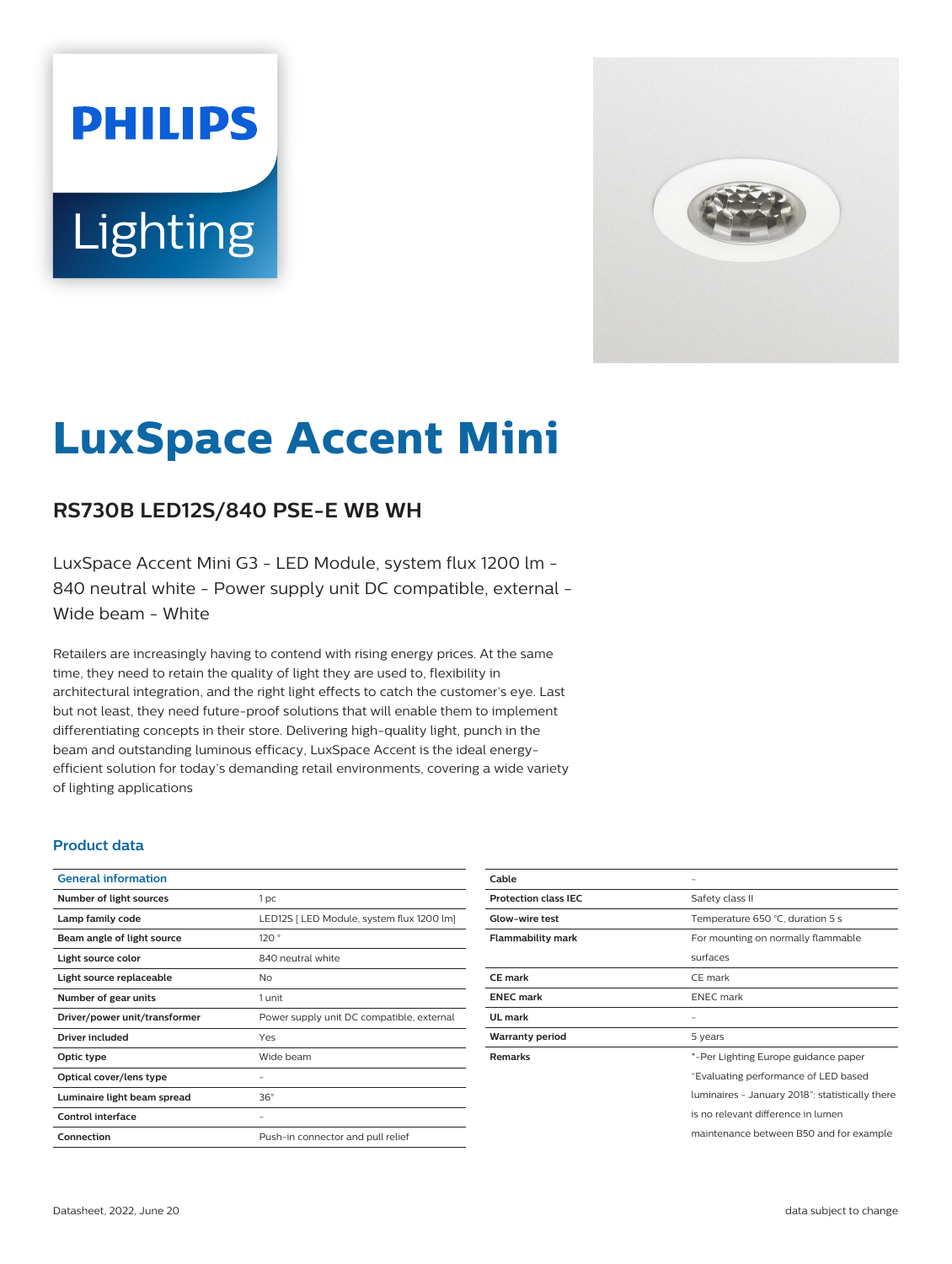# LuxSpace Accent Mini

## RS730B LED12S/840 PSE-E WB WH

LuxSpace Accent Mini G3 - LED Module, system flux 1200 lm - 840 neutral white - Power supply unit DC compatible, external - Wide beam - White

Retailers are increasingly having to contend with rising energy prices. At the same time, they need to retain the quality of light they are used to, flexibility in architectural integration, and the right light effects to catch the customer's eye. Last but not least, they need future-proof solutions that will enable them to implement differentiating concepts in their store. Delivering high-quality light, punch in the beam and outstanding luminous efficacy, LuxSpace Accent is the ideal energy-efficient solution for today's demanding retail environments, covering a wide variety of lighting applications

### Product data

| General information | |
|---|---|
| Number of light sources | 1 pc |
| Lamp family code | LED12S [ LED Module, system flux 1200 lm] |
| Beam angle of light source | 120 ° |
| Light source color | 840 neutral white |
| Light source replaceable | No |
| Number of gear units | 1 unit |
| Driver/power unit/transformer | Power supply unit DC compatible, external |
| Driver included | Yes |
| Optic type | Wide beam |
| Optical cover/lens type | - |
| Luminaire light beam spread | 36° |
| Control interface | - |
| Connection | Push-in connector and pull relief |
| Cable | - |
| Protection class IEC | Safety class II |
| Glow-wire test | Temperature 650 °C, duration 5 s |
| Flammability mark | For mounting on normally flammable surfaces |
| CE mark | CE mark |
| ENEC mark | ENEC mark |
| UL mark | - |
| Warranty period | 5 years |
| Remarks | *-Per Lighting Europe guidance paper "Evaluating performance of LED based luminaires - January 2018": statistically there is no relevant difference in lumen maintenance between B50 and for example |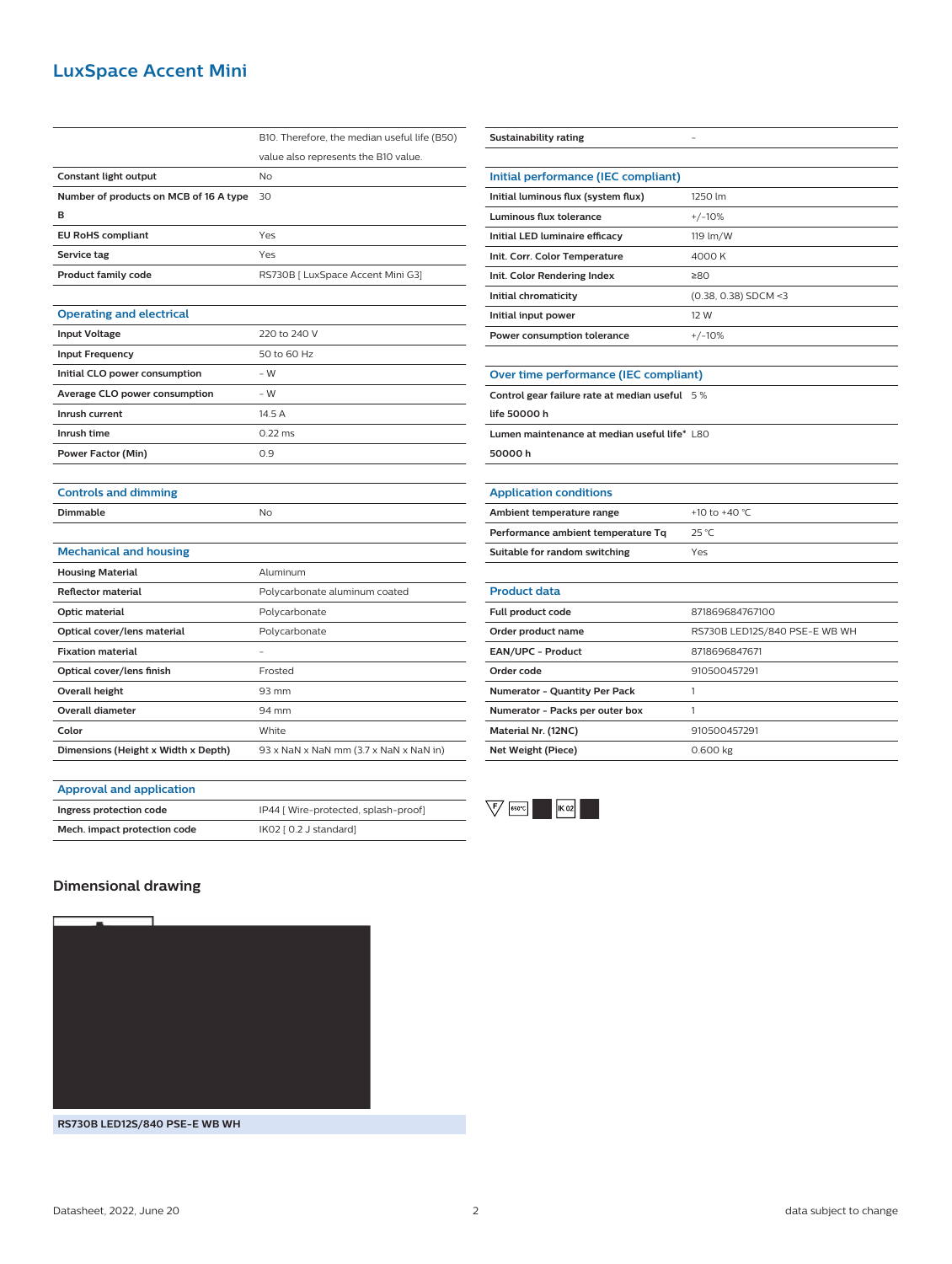# LuxSpace Accent Mini

| | |
|---|---|
| | B10. Therefore, the median useful life (B50) value also represents the B10 value. |
| **Constant light output** | No |
| **Number of products on MCB of 16 A type B** | 30 |
| **EU RoHS compliant** | Yes |
| **Service tag** | Yes |
| **Product family code** | RS730B [ LuxSpace Accent Mini G3] |

## Operating and electrical

| | |
|---|---|
| **Input Voltage** | 220 to 240 V |
| **Input Frequency** | 50 to 60 Hz |
| **Initial CLO power consumption** | - W |
| **Average CLO power consumption** | - W |
| **Inrush current** | 14.5 A |
| **Inrush time** | 0.22 ms |
| **Power Factor (Min)** | 0.9 |

## Controls and dimming

| | |
|---|---|
| **Dimmable** | No |

## Mechanical and housing

| | |
|---|---|
| **Housing Material** | Aluminum |
| **Reflector material** | Polycarbonate aluminum coated |
| **Optic material** | Polycarbonate |
| **Optical cover/lens material** | Polycarbonate |
| **Fixation material** | - |
| **Optical cover/lens finish** | Frosted |
| **Overall height** | 93 mm |
| **Overall diameter** | 94 mm |
| **Color** | White |
| **Dimensions (Height x Width x Depth)** | 93 x NaN x NaN mm (3.7 x NaN x NaN in) |

## Approval and application

| | |
|---|---|
| **Ingress protection code** | IP44 [ Wire-protected, splash-proof] |
| **Mech. impact protection code** | IK02 [ 0.2 J standard] |

| | |
|---|---|
| **Sustainability rating** | - |

## Initial performance (IEC compliant)

| | |
|---|---|
| **Initial luminous flux (system flux)** | 1250 lm |
| **Luminous flux tolerance** | +/-10% |
| **Initial LED luminaire efficacy** | 119 lm/W |
| **Init. Corr. Color Temperature** | 4000 K |
| **Init. Color Rendering Index** | ≥80 |
| **Initial chromaticity** | (0.38, 0.38) SDCM <3 |
| **Initial input power** | 12 W |
| **Power consumption tolerance** | +/-10% |

## Over time performance (IEC compliant)

| | |
|---|---|
| **Control gear failure rate at median useful life 50000 h** | 5 % |
| **Lumen maintenance at median useful life* 50000 h** | L80 |

## Application conditions

| | |
|---|---|
| **Ambient temperature range** | +10 to +40 °C |
| **Performance ambient temperature Tq** | 25 °C |
| **Suitable for random switching** | Yes |

## Product data

| | |
|---|---|
| **Full product code** | 871869684767100 |
| **Order product name** | RS730B LED12S/840 PSE-E WB WH |
| **EAN/UPC - Product** | 8718696847671 |
| **Order code** | 910500457291 |
| **Numerator - Quantity Per Pack** | 1 |
| **Numerator - Packs per outer box** | 1 |
| **Material Nr. (12NC)** | 910500457291 |
| **Net Weight (Piece)** | 0.600 kg |

## Dimensional drawing

**RS730B LED12S/840 PSE-E WB WH**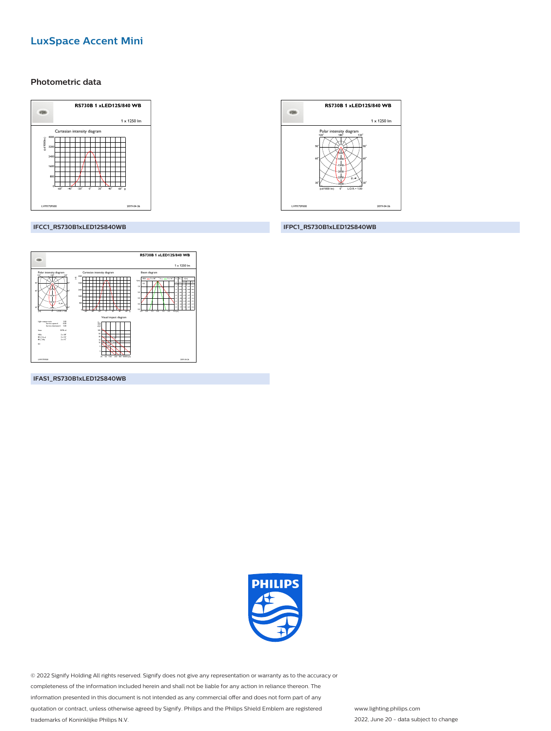# LuxSpace Accent Mini

## Photometric data

RS730B 1 xLED12S/840 WB

1 x 1250 lm

Cartesian intensity diagram

(cd/1000lm)

4000
3200
2400
1600
800
0

-60° -40° -20° 0° 20° 40° 60° g

LVM1759500 2019-04-26

IFCC1_RS730B1xLED12S840WB

RS730B 1 xLED12S/840 WB

1 x 1250 lm

Polar intensity diagram

120° 180° 120°

90° 90°

60° 60°

30° 30°

500
1000
1500
2000
2500
3000

(cd/1000 lm) 0° L.O.R.= 1.00

LVM1759500 2019-04-26

IFPC1_RS730B1xLED12S840WB

RS730B 1 xLED12S/840 WB

1 x 1250 lm

Polar intensity diagram

Cartesian intensity diagram

Beam diagram

Visual impact diagram

LVM1759500 2019-04-26

IFAS1_RS730B1xLED12S840WB

© 2022 Signify Holding All rights reserved. Signify does not give any representation or warranty as to the accuracy or completeness of the information included herein and shall not be liable for any action in reliance thereon. The information presented in this document is not intended as any commercial offer and does not form part of any quotation or contract, unless otherwise agreed by Signify. Philips and the Philips Shield Emblem are registered trademarks of Koninklijke Philips N.V.

www.lighting.philips.com

2022, June 20 - data subject to change